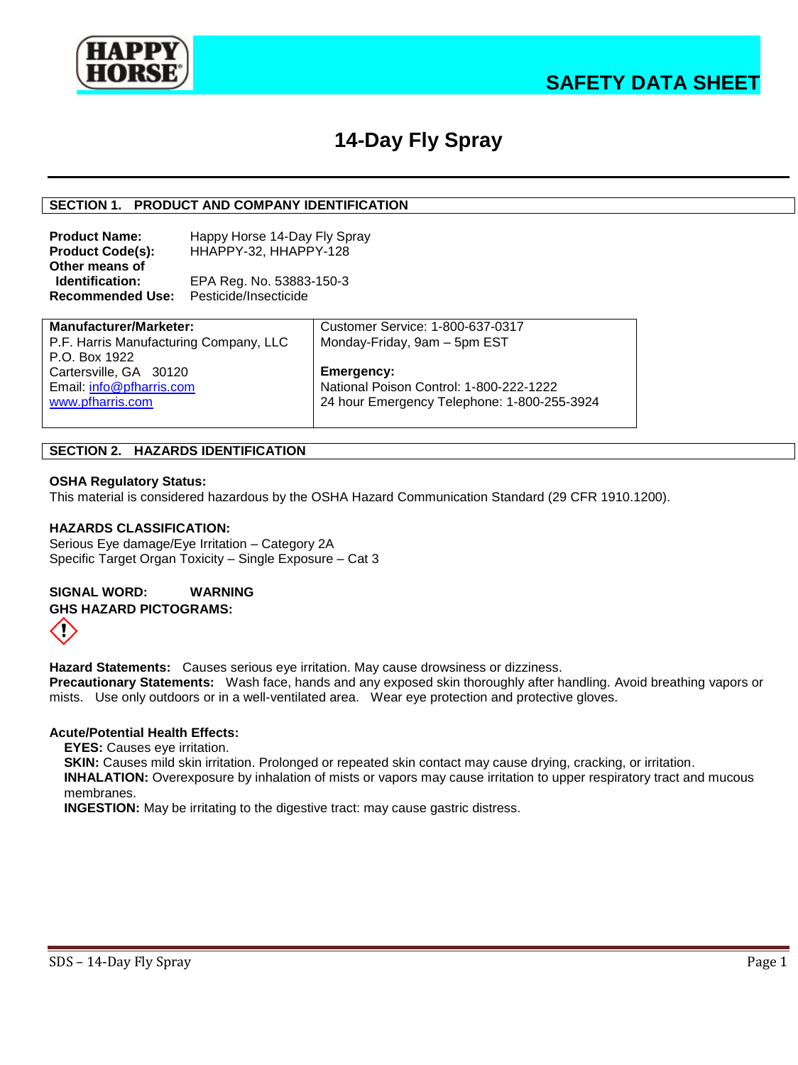HAPPY HORSE®

# SAFETY DATA SHEET

# 14-Day Fly Spray

## SECTION 1. PRODUCT AND COMPANY IDENTIFICATION

**Product Name:** Happy Horse 14-Day Fly Spray
**Product Code(s):** HHAPPY-32, HHAPPY-128
**Other means of Identification:** EPA Reg. No. 53883-150-3
**Recommended Use:** Pesticide/Insecticide

| **Manufacturer/Marketer:** | Customer Service: 1-800-637-0317 |
|---|---|
| P.F. Harris Manufacturing Company, LLC | Monday-Friday, 9am – 5pm EST |
| P.O. Box 1922 | |
| Cartersville, GA 30120 | **Emergency:** |
| Email: info@pfharris.com | National Poison Control: 1-800-222-1222 |
| www.pfharris.com | 24 hour Emergency Telephone: 1-800-255-3924 |

## SECTION 2. HAZARDS IDENTIFICATION

**OSHA Regulatory Status:**
This material is considered hazardous by the OSHA Hazard Communication Standard (29 CFR 1910.1200).

**HAZARDS CLASSIFICATION:**
Serious Eye damage/Eye Irritation – Category 2A
Specific Target Organ Toxicity – Single Exposure – Cat 3

**SIGNAL WORD:** **WARNING**

**GHS HAZARD PICTOGRAMS:**

**Hazard Statements:** Causes serious eye irritation. May cause drowsiness or dizziness.
**Precautionary Statements:** Wash face, hands and any exposed skin thoroughly after handling. Avoid breathing vapors or mists. Use only outdoors or in a well-ventilated area. Wear eye protection and protective gloves.

**Acute/Potential Health Effects:**

- **EYES:** Causes eye irritation.
- **SKIN:** Causes mild skin irritation. Prolonged or repeated skin contact may cause drying, cracking, or irritation.
- **INHALATION:** Overexposure by inhalation of mists or vapors may cause irritation to upper respiratory tract and mucous membranes.
- **INGESTION:** May be irritating to the digestive tract: may cause gastric distress.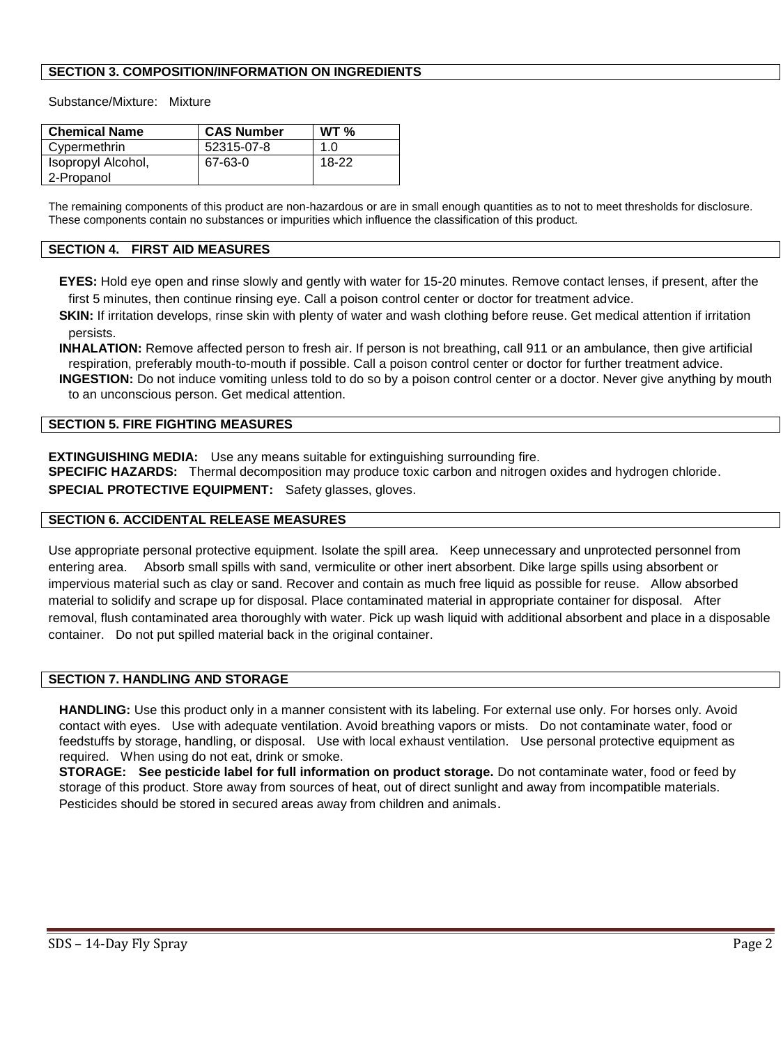## SECTION 3. COMPOSITION/INFORMATION ON INGREDIENTS

Substance/Mixture: Mixture

| Chemical Name | CAS Number | WT % |
|---|---|---|
| Cypermethrin | 52315-07-8 | 1.0 |
| Isopropyl Alcohol, 2-Propanol | 67-63-0 | 18-22 |

The remaining components of this product are non-hazardous or are in small enough quantities as to not to meet thresholds for disclosure. These components contain no substances or impurities which influence the classification of this product.

## SECTION 4. FIRST AID MEASURES

**EYES:** Hold eye open and rinse slowly and gently with water for 15-20 minutes. Remove contact lenses, if present, after the first 5 minutes, then continue rinsing eye. Call a poison control center or doctor for treatment advice.

**SKIN:** If irritation develops, rinse skin with plenty of water and wash clothing before reuse. Get medical attention if irritation persists.

**INHALATION:** Remove affected person to fresh air. If person is not breathing, call 911 or an ambulance, then give artificial respiration, preferably mouth-to-mouth if possible. Call a poison control center or doctor for further treatment advice.

**INGESTION:** Do not induce vomiting unless told to do so by a poison control center or a doctor. Never give anything by mouth to an unconscious person. Get medical attention.

## SECTION 5. FIRE FIGHTING MEASURES

**EXTINGUISHING MEDIA:** Use any means suitable for extinguishing surrounding fire.

**SPECIFIC HAZARDS:** Thermal decomposition may produce toxic carbon and nitrogen oxides and hydrogen chloride.

**SPECIAL PROTECTIVE EQUIPMENT:** Safety glasses, gloves.

## SECTION 6. ACCIDENTAL RELEASE MEASURES

Use appropriate personal protective equipment. Isolate the spill area. Keep unnecessary and unprotected personnel from entering area. Absorb small spills with sand, vermiculite or other inert absorbent. Dike large spills using absorbent or impervious material such as clay or sand. Recover and contain as much free liquid as possible for reuse. Allow absorbed material to solidify and scrape up for disposal. Place contaminated material in appropriate container for disposal. After removal, flush contaminated area thoroughly with water. Pick up wash liquid with additional absorbent and place in a disposable container. Do not put spilled material back in the original container.

## SECTION 7. HANDLING AND STORAGE

**HANDLING:** Use this product only in a manner consistent with its labeling. For external use only. For horses only. Avoid contact with eyes. Use with adequate ventilation. Avoid breathing vapors or mists. Do not contaminate water, food or feedstuffs by storage, handling, or disposal. Use with local exhaust ventilation. Use personal protective equipment as required. When using do not eat, drink or smoke.

**STORAGE: See pesticide label for full information on product storage.** Do not contaminate water, food or feed by storage of this product. Store away from sources of heat, out of direct sunlight and away from incompatible materials. Pesticides should be stored in secured areas away from children and animals.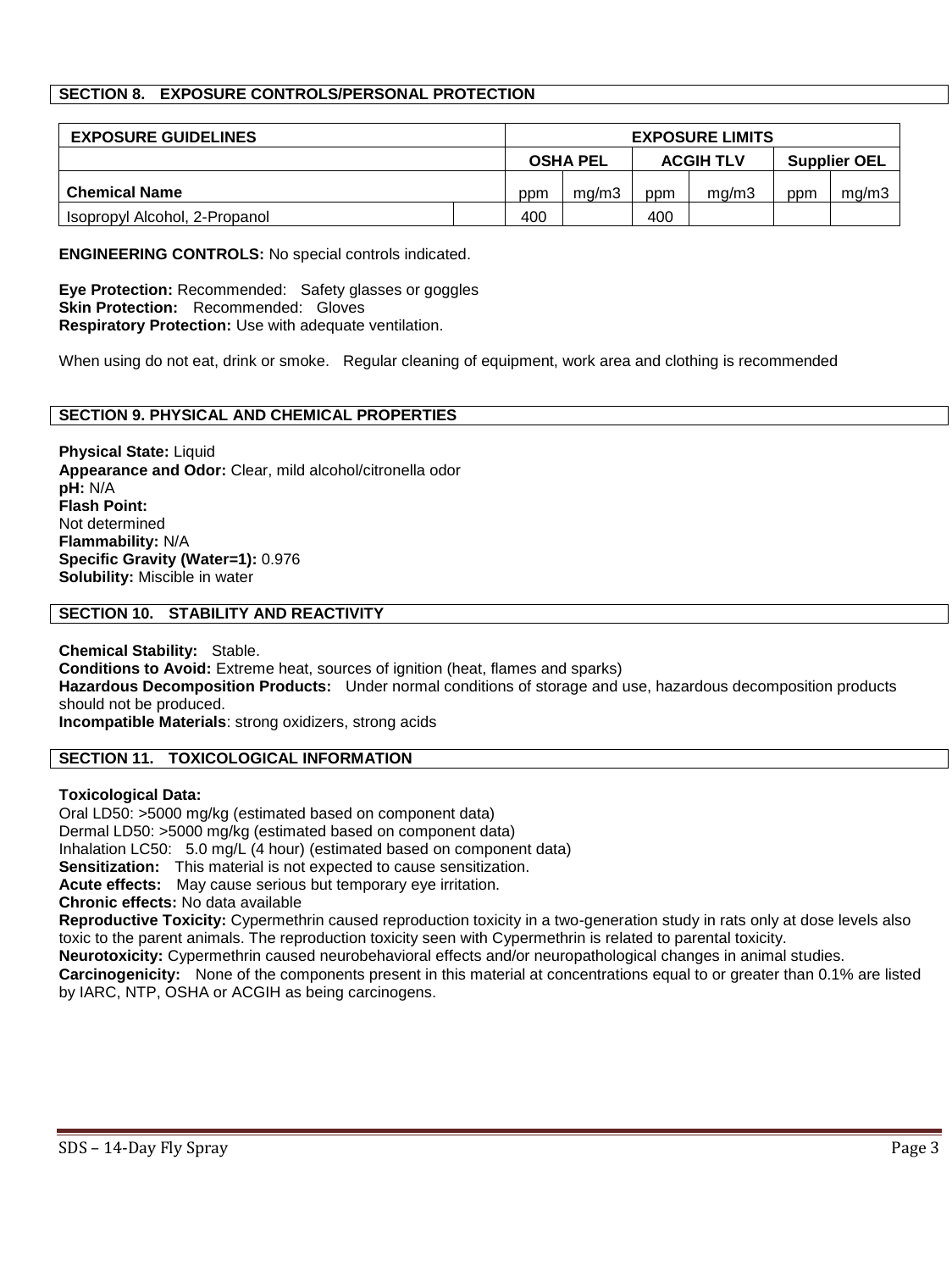## SECTION 8. EXPOSURE CONTROLS/PERSONAL PROTECTION

| EXPOSURE GUIDELINES | | EXPOSURE LIMITS | | | | | |
|---|---|---|---|---|---|---|---|
| | | OSHA PEL | | ACGIH TLV | | Supplier OEL | |
| **Chemical Name** | | ppm | mg/m3 | ppm | mg/m3 | ppm | mg/m3 |
| Isopropyl Alcohol, 2-Propanol | | 400 | | 400 | | | |

**ENGINEERING CONTROLS:** No special controls indicated.

**Eye Protection:** Recommended: Safety glasses or goggles
**Skin Protection:** Recommended: Gloves
**Respiratory Protection:** Use with adequate ventilation.

When using do not eat, drink or smoke. Regular cleaning of equipment, work area and clothing is recommended

## SECTION 9. PHYSICAL AND CHEMICAL PROPERTIES

**Physical State:** Liquid
**Appearance and Odor:** Clear, mild alcohol/citronella odor
**pH:** N/A
**Flash Point:**
Not determined
**Flammability:** N/A
**Specific Gravity (Water=1):** 0.976
**Solubility:** Miscible in water

## SECTION 10. STABILITY AND REACTIVITY

**Chemical Stability:** Stable.
**Conditions to Avoid:** Extreme heat, sources of ignition (heat, flames and sparks)
**Hazardous Decomposition Products:** Under normal conditions of storage and use, hazardous decomposition products should not be produced.
**Incompatible Materials**: strong oxidizers, strong acids

## SECTION 11. TOXICOLOGICAL INFORMATION

**Toxicological Data:**
Oral LD50: >5000 mg/kg (estimated based on component data)
Dermal LD50: >5000 mg/kg (estimated based on component data)
Inhalation LC50: 5.0 mg/L (4 hour) (estimated based on component data)
**Sensitization:** This material is not expected to cause sensitization.
**Acute effects:** May cause serious but temporary eye irritation.
**Chronic effects:** No data available
**Reproductive Toxicity:** Cypermethrin caused reproduction toxicity in a two-generation study in rats only at dose levels also toxic to the parent animals. The reproduction toxicity seen with Cypermethrin is related to parental toxicity.
**Neurotoxicity:** Cypermethrin caused neurobehavioral effects and/or neuropathological changes in animal studies.
**Carcinogenicity:** None of the components present in this material at concentrations equal to or greater than 0.1% are listed by IARC, NTP, OSHA or ACGIH as being carcinogens.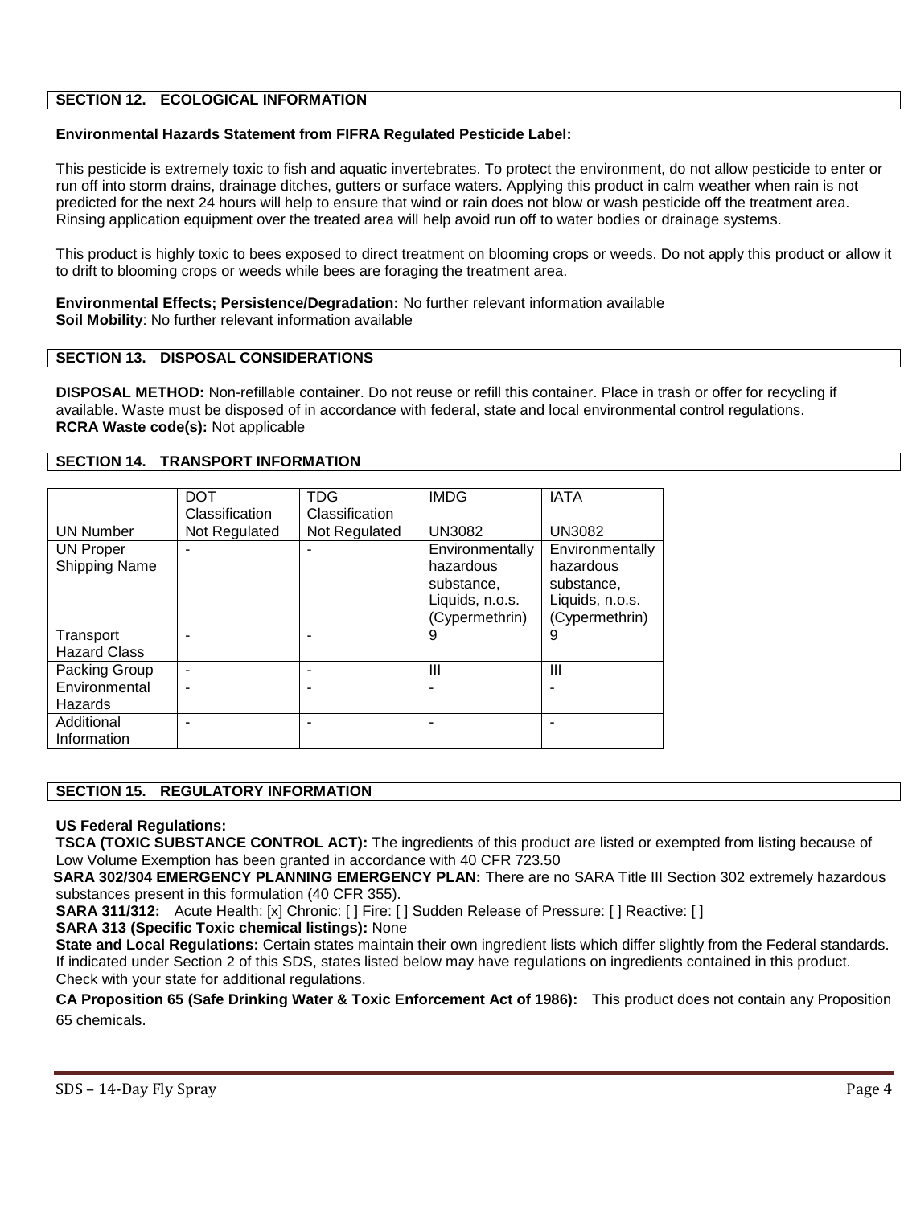## SECTION 12. ECOLOGICAL INFORMATION

**Environmental Hazards Statement from FIFRA Regulated Pesticide Label:**

This pesticide is extremely toxic to fish and aquatic invertebrates. To protect the environment, do not allow pesticide to enter or run off into storm drains, drainage ditches, gutters or surface waters. Applying this product in calm weather when rain is not predicted for the next 24 hours will help to ensure that wind or rain does not blow or wash pesticide off the treatment area. Rinsing application equipment over the treated area will help avoid run off to water bodies or drainage systems.

This product is highly toxic to bees exposed to direct treatment on blooming crops or weeds. Do not apply this product or allow it to drift to blooming crops or weeds while bees are foraging the treatment area.

**Environmental Effects; Persistence/Degradation:** No further relevant information available
**Soil Mobility**: No further relevant information available

## SECTION 13. DISPOSAL CONSIDERATIONS

**DISPOSAL METHOD:** Non-refillable container. Do not reuse or refill this container. Place in trash or offer for recycling if available. Waste must be disposed of in accordance with federal, state and local environmental control regulations.
**RCRA Waste code(s):** Not applicable

## SECTION 14. TRANSPORT INFORMATION

| | DOT Classification | TDG Classification | IMDG | IATA |
|---|---|---|---|---|
| UN Number | Not Regulated | Not Regulated | UN3082 | UN3082 |
| UN Proper Shipping Name | - | - | Environmentally hazardous substance, Liquids, n.o.s. (Cypermethrin) | Environmentally hazardous substance, Liquids, n.o.s. (Cypermethrin) |
| Transport Hazard Class | - | - | 9 | 9 |
| Packing Group | - | - | III | III |
| Environmental Hazards | - | - | - | - |
| Additional Information | - | - | - | - |

## SECTION 15. REGULATORY INFORMATION

**US Federal Regulations:**
**TSCA (TOXIC SUBSTANCE CONTROL ACT):** The ingredients of this product are listed or exempted from listing because of Low Volume Exemption has been granted in accordance with 40 CFR 723.50
**SARA 302/304 EMERGENCY PLANNING EMERGENCY PLAN:** There are no SARA Title III Section 302 extremely hazardous substances present in this formulation (40 CFR 355).
**SARA 311/312:** Acute Health: [x] Chronic: [ ] Fire: [ ] Sudden Release of Pressure: [ ] Reactive: [ ]
**SARA 313 (Specific Toxic chemical listings):** None
**State and Local Regulations:** Certain states maintain their own ingredient lists which differ slightly from the Federal standards. If indicated under Section 2 of this SDS, states listed below may have regulations on ingredients contained in this product. Check with your state for additional regulations.
**CA Proposition 65 (Safe Drinking Water & Toxic Enforcement Act of 1986):** This product does not contain any Proposition 65 chemicals.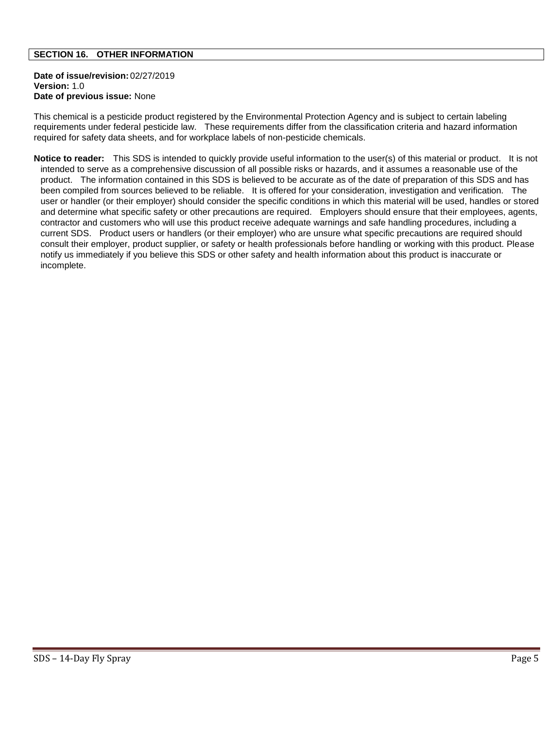## SECTION 16. OTHER INFORMATION

**Date of issue/revision:** 02/27/2019
**Version:** 1.0
**Date of previous issue:** None

This chemical is a pesticide product registered by the Environmental Protection Agency and is subject to certain labeling requirements under federal pesticide law. These requirements differ from the classification criteria and hazard information required for safety data sheets, and for workplace labels of non-pesticide chemicals.

**Notice to reader:** This SDS is intended to quickly provide useful information to the user(s) of this material or product. It is not intended to serve as a comprehensive discussion of all possible risks or hazards, and it assumes a reasonable use of the product. The information contained in this SDS is believed to be accurate as of the date of preparation of this SDS and has been compiled from sources believed to be reliable. It is offered for your consideration, investigation and verification. The user or handler (or their employer) should consider the specific conditions in which this material will be used, handles or stored and determine what specific safety or other precautions are required. Employers should ensure that their employees, agents, contractor and customers who will use this product receive adequate warnings and safe handling procedures, including a current SDS. Product users or handlers (or their employer) who are unsure what specific precautions are required should consult their employer, product supplier, or safety or health professionals before handling or working with this product. Please notify us immediately if you believe this SDS or other safety and health information about this product is inaccurate or incomplete.